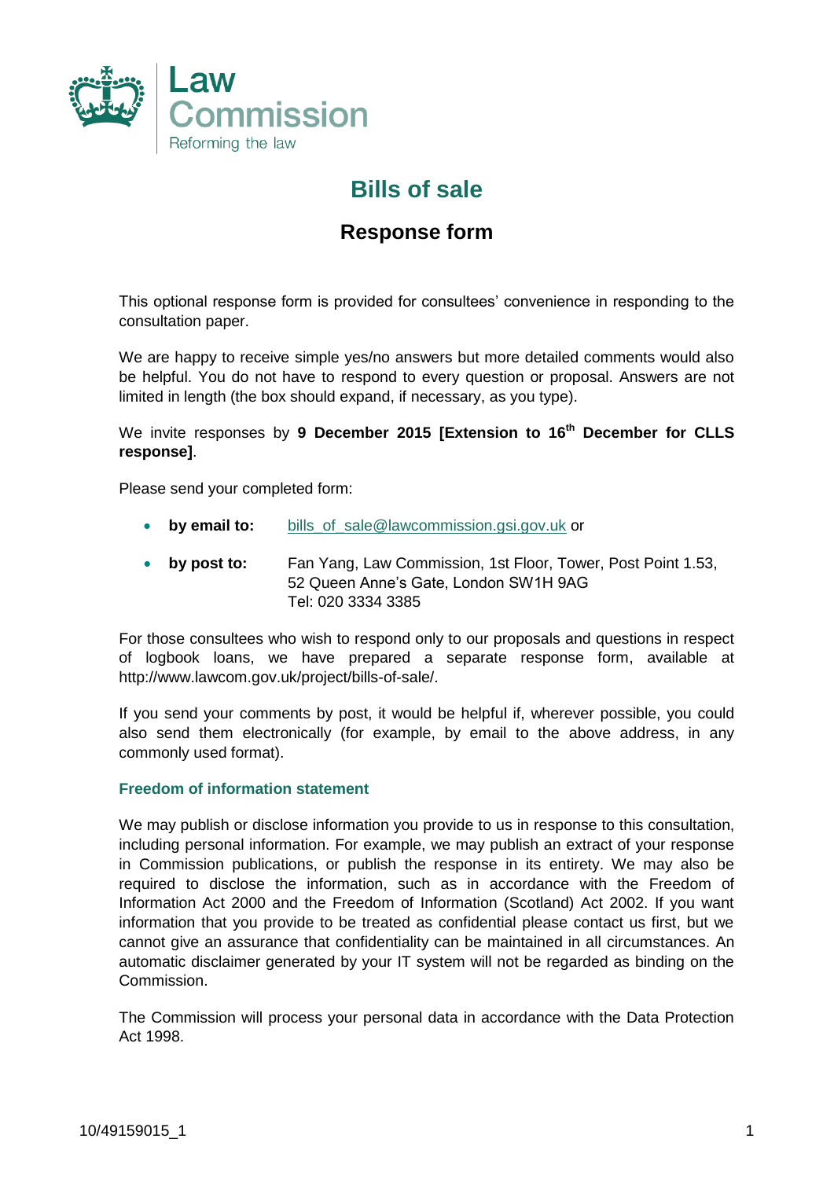Law Commission
Reforming the law

# Bills of sale

## Response form

This optional response form is provided for consultees' convenience in responding to the consultation paper.

We are happy to receive simple yes/no answers but more detailed comments would also be helpful. You do not have to respond to every question or proposal. Answers are not limited in length (the box should expand, if necessary, as you type).

We invite responses by **9 December 2015 [Extension to 16th December for CLLS response]**.

Please send your completed form:

- **by email to:** bills_of_sale@lawcommission.gsi.gov.uk or
- **by post to:** Fan Yang, Law Commission, 1st Floor, Tower, Post Point 1.53, 52 Queen Anne's Gate, London SW1H 9AG
  Tel: 020 3334 3385

For those consultees who wish to respond only to our proposals and questions in respect of logbook loans, we have prepared a separate response form, available at http://www.lawcom.gov.uk/project/bills-of-sale/.

If you send your comments by post, it would be helpful if, wherever possible, you could also send them electronically (for example, by email to the above address, in any commonly used format).

### Freedom of information statement

We may publish or disclose information you provide to us in response to this consultation, including personal information. For example, we may publish an extract of your response in Commission publications, or publish the response in its entirety. We may also be required to disclose the information, such as in accordance with the Freedom of Information Act 2000 and the Freedom of Information (Scotland) Act 2002. If you want information that you provide to be treated as confidential please contact us first, but we cannot give an assurance that confidentiality can be maintained in all circumstances. An automatic disclaimer generated by your IT system will not be regarded as binding on the Commission.

The Commission will process your personal data in accordance with the Data Protection Act 1998.

10/49159015_1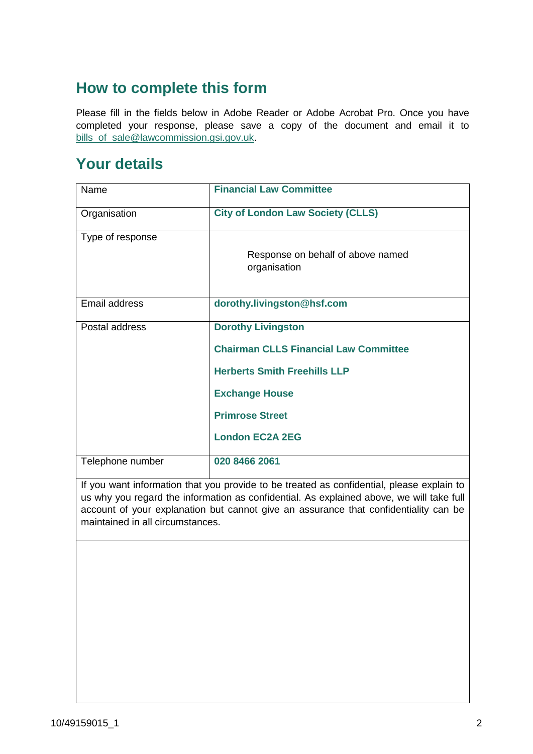## How to complete this form

Please fill in the fields below in Adobe Reader or Adobe Acrobat Pro. Once you have completed your response, please save a copy of the document and email it to bills_of_sale@lawcommission.gsi.gov.uk.

## Your details

| Name | **Financial Law Committee** |
|---|---|
| Organisation | **City of London Law Society (CLLS)** |
| Type of response | Response on behalf of above named organisation |
| Email address | **dorothy.livingston@hsf.com** |
| Postal address | **Dorothy Livingston**<br>**Chairman CLLS Financial Law Committee**<br>**Herberts Smith Freehills LLP**<br>**Exchange House**<br>**Primrose Street**<br>**London EC2A 2EG** |
| Telephone number | **020 8466 2061** |

| If you want information that you provide to be treated as confidential, please explain to us why you regard the information as confidential. As explained above, we will take full account of your explanation but cannot give an assurance that confidentiality can be maintained in all circumstances. |
|---|
| |

10/49159015_1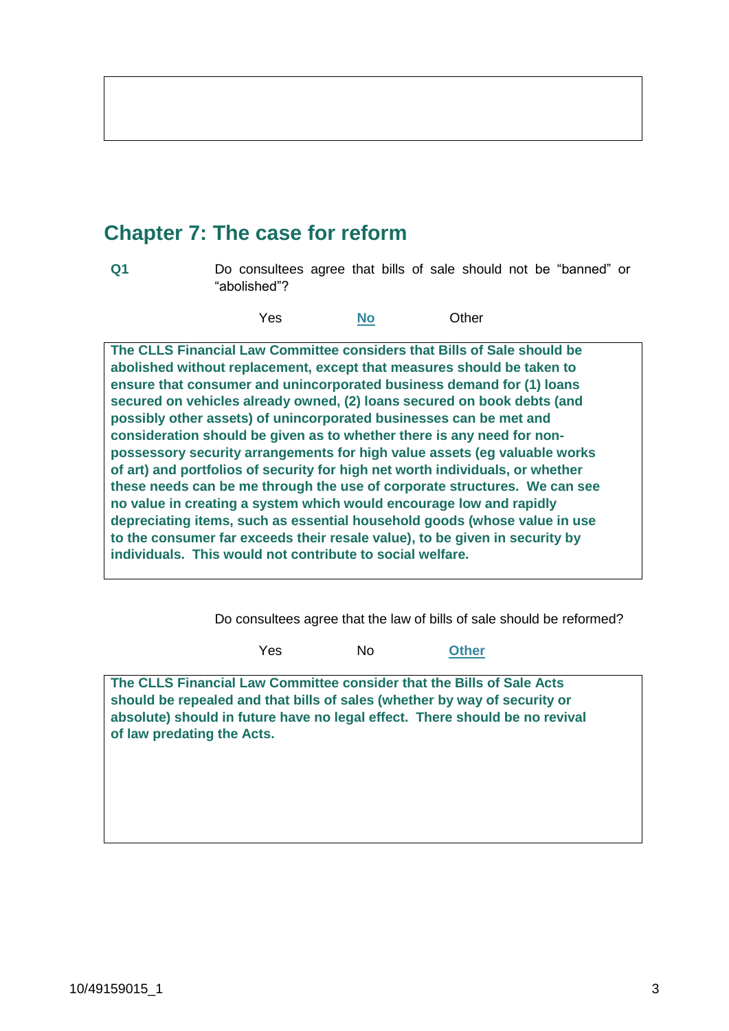## Chapter 7: The case for reform

**Q1** Do consultees agree that bills of sale should not be "banned" or "abolished"?

Yes **No** Other

**The CLLS Financial Law Committee considers that Bills of Sale should be abolished without replacement, except that measures should be taken to ensure that consumer and unincorporated business demand for (1) loans secured on vehicles already owned, (2) loans secured on book debts (and possibly other assets) of unincorporated businesses can be met and consideration should be given as to whether there is any need for non-possessory security arrangements for high value assets (eg valuable works of art) and portfolios of security for high net worth individuals, or whether these needs can be me through the use of corporate structures. We can see no value in creating a system which would encourage low and rapidly depreciating items, such as essential household goods (whose value in use to the consumer far exceeds their resale value), to be given in security by individuals. This would not contribute to social welfare.**

Do consultees agree that the law of bills of sale should be reformed?

Yes No **Other**

**The CLLS Financial Law Committee consider that the Bills of Sale Acts should be repealed and that bills of sales (whether by way of security or absolute) should in future have no legal effect. There should be no revival of law predating the Acts.**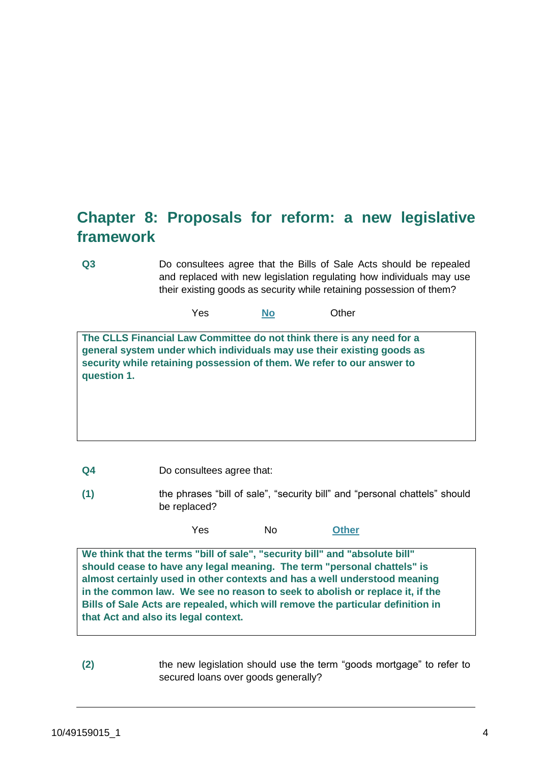## Chapter 8: Proposals for reform: a new legislative framework

**Q3** Do consultees agree that the Bills of Sale Acts should be repealed and replaced with new legislation regulating how individuals may use their existing goods as security while retaining possession of them?

Yes **No** Other

**The CLLS Financial Law Committee do not think there is any need for a general system under which individuals may use their existing goods as security while retaining possession of them. We refer to our answer to question 1.**

**Q4** Do consultees agree that:

**(1)** the phrases "bill of sale", "security bill" and "personal chattels" should be replaced?

Yes No **Other**

**We think that the terms "bill of sale", "security bill" and "absolute bill" should cease to have any legal meaning. The term "personal chattels" is almost certainly used in other contexts and has a well understood meaning in the common law. We see no reason to seek to abolish or replace it, if the Bills of Sale Acts are repealed, which will remove the particular definition in that Act and also its legal context.**

**(2)** the new legislation should use the term "goods mortgage" to refer to secured loans over goods generally?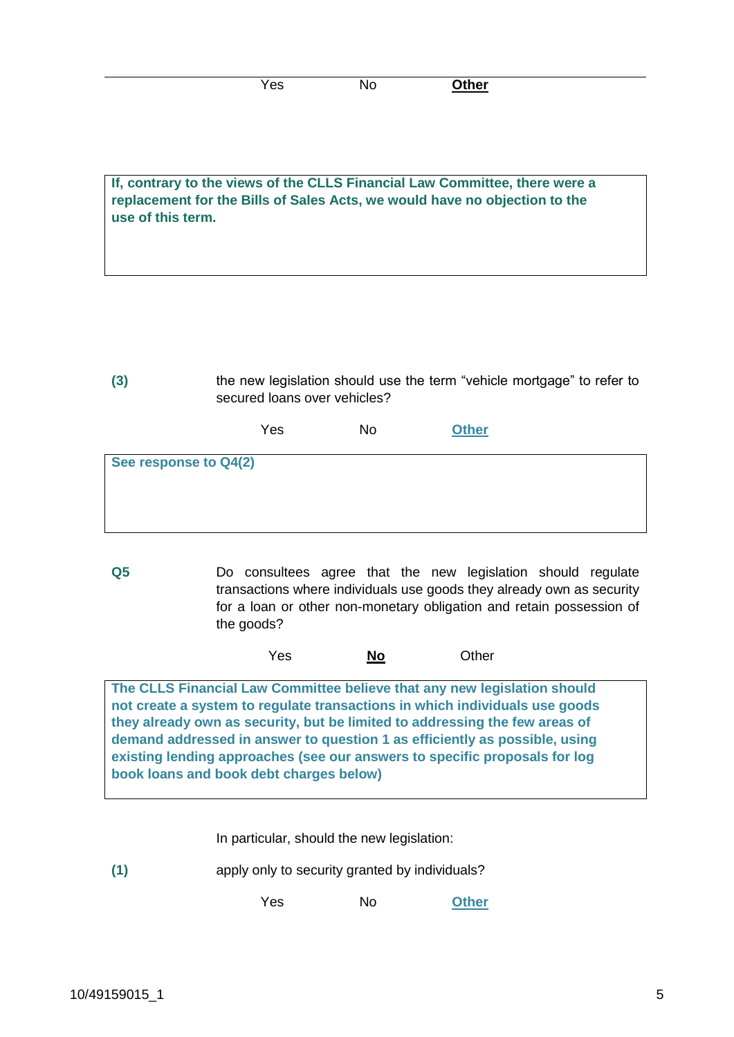Yes No **Other**

**If, contrary to the views of the CLLS Financial Law Committee, there were a replacement for the Bills of Sales Acts, we would have no objection to the use of this term.**

**(3)** the new legislation should use the term "vehicle mortgage" to refer to secured loans over vehicles?

Yes No **Other**

**See response to Q4(2)**

**Q5** Do consultees agree that the new legislation should regulate transactions where individuals use goods they already own as security for a loan or other non-monetary obligation and retain possession of the goods?

Yes **No** Other

**The CLLS Financial Law Committee believe that any new legislation should not create a system to regulate transactions in which individuals use goods they already own as security, but be limited to addressing the few areas of demand addressed in answer to question 1 as efficiently as possible, using existing lending approaches (see our answers to specific proposals for log book loans and book debt charges below)**

In particular, should the new legislation:

**(1)** apply only to security granted by individuals?

Yes No **Other**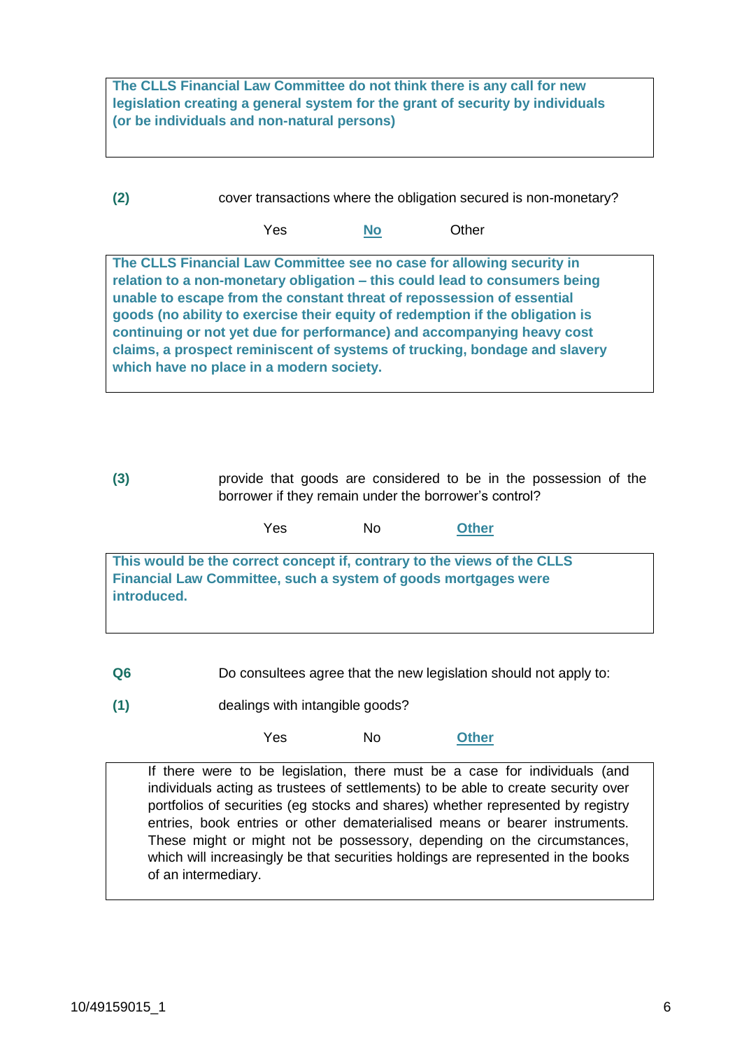**The CLLS Financial Law Committee do not think there is any call for new legislation creating a general system for the grant of security by individuals (or be individuals and non-natural persons)**

**(2)** cover transactions where the obligation secured is non-monetary?

Yes **No** Other

**The CLLS Financial Law Committee see no case for allowing security in relation to a non-monetary obligation – this could lead to consumers being unable to escape from the constant threat of repossession of essential goods (no ability to exercise their equity of redemption if the obligation is continuing or not yet due for performance) and accompanying heavy cost claims, a prospect reminiscent of systems of trucking, bondage and slavery which have no place in a modern society.**

**(3)** provide that goods are considered to be in the possession of the borrower if they remain under the borrower's control?

Yes No **Other**

**This would be the correct concept if, contrary to the views of the CLLS Financial Law Committee, such a system of goods mortgages were introduced.**

**Q6** Do consultees agree that the new legislation should not apply to:

**(1)** dealings with intangible goods?

Yes No **Other**

If there were to be legislation, there must be a case for individuals (and individuals acting as trustees of settlements) to be able to create security over portfolios of securities (eg stocks and shares) whether represented by registry entries, book entries or other dematerialised means or bearer instruments. These might or might not be possessory, depending on the circumstances, which will increasingly be that securities holdings are represented in the books of an intermediary.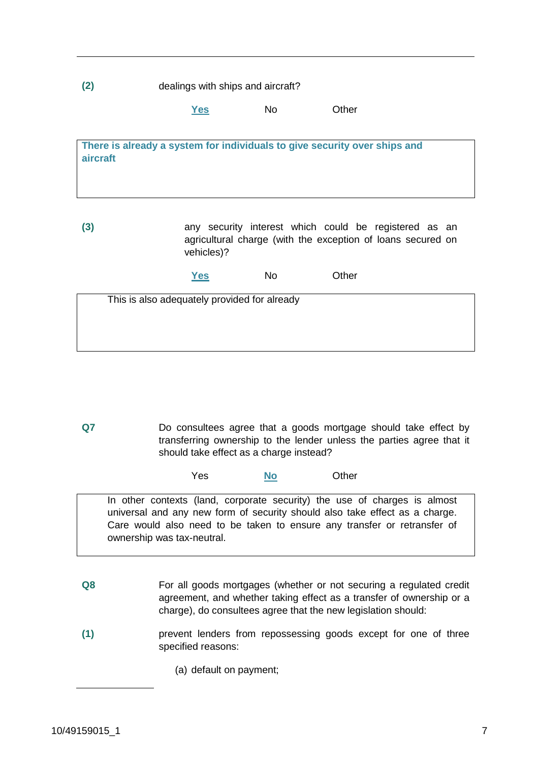**(2)** dealings with ships and aircraft?

**Yes** No Other

> **There is already a system for individuals to give security over ships and aircraft**

**(3)** any security interest which could be registered as an agricultural charge (with the exception of loans secured on vehicles)?

**Yes** No Other

> This is also adequately provided for already

**Q7** Do consultees agree that a goods mortgage should take effect by transferring ownership to the lender unless the parties agree that it should take effect as a charge instead?

Yes **No** Other

> In other contexts (land, corporate security) the use of charges is almost universal and any new form of security should also take effect as a charge. Care would also need to be taken to ensure any transfer or retransfer of ownership was tax-neutral.

**Q8** For all goods mortgages (whether or not securing a regulated credit agreement, and whether taking effect as a transfer of ownership or a charge), do consultees agree that the new legislation should:

**(1)** prevent lenders from repossessing goods except for one of three specified reasons:

(a) default on payment;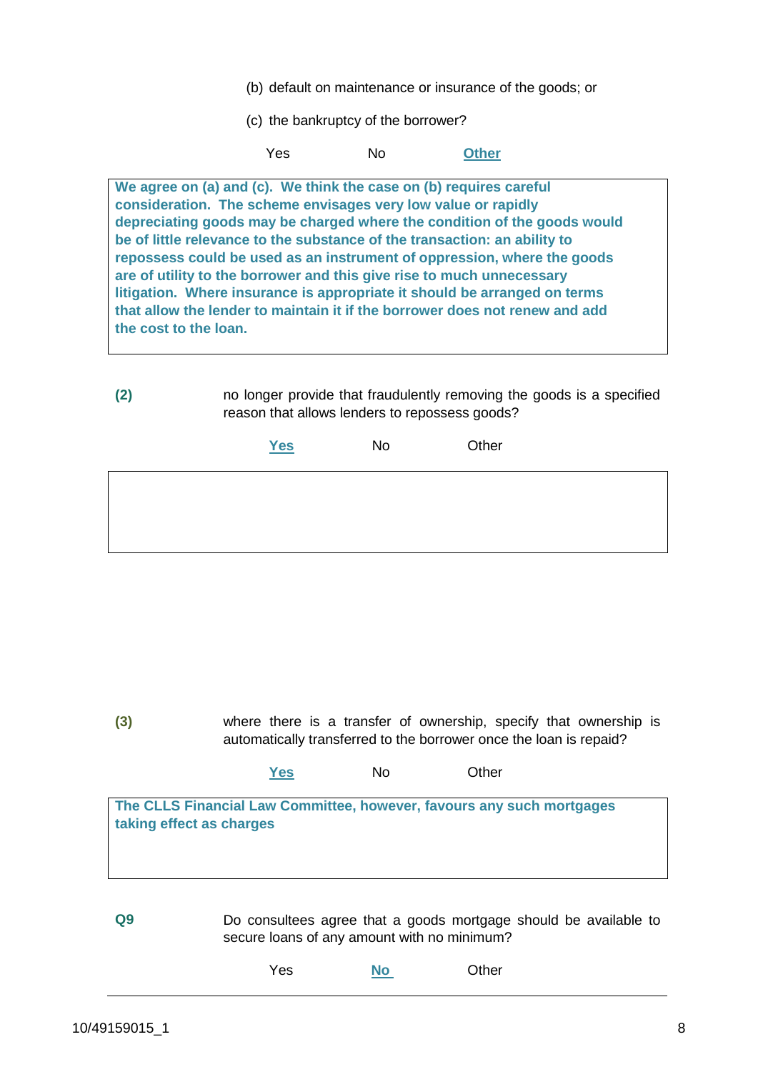(b) default on maintenance or insurance of the goods; or

(c) the bankruptcy of the borrower?

Yes No **Other**

> **We agree on (a) and (c). We think the case on (b) requires careful consideration. The scheme envisages very low value or rapidly depreciating goods may be charged where the condition of the goods would be of little relevance to the substance of the transaction: an ability to repossess could be used as an instrument of oppression, where the goods are of utility to the borrower and this give rise to much unnecessary litigation. Where insurance is appropriate it should be arranged on terms that allow the lender to maintain it if the borrower does not renew and add the cost to the loan.**

**(2)** no longer provide that fraudulently removing the goods is a specified reason that allows lenders to repossess goods?

**Yes** No Other

**(3)** where there is a transfer of ownership, specify that ownership is automatically transferred to the borrower once the loan is repaid?

**Yes** No Other

> **The CLLS Financial Law Committee, however, favours any such mortgages taking effect as charges**

**Q9** Do consultees agree that a goods mortgage should be available to secure loans of any amount with no minimum?

Yes **No** Other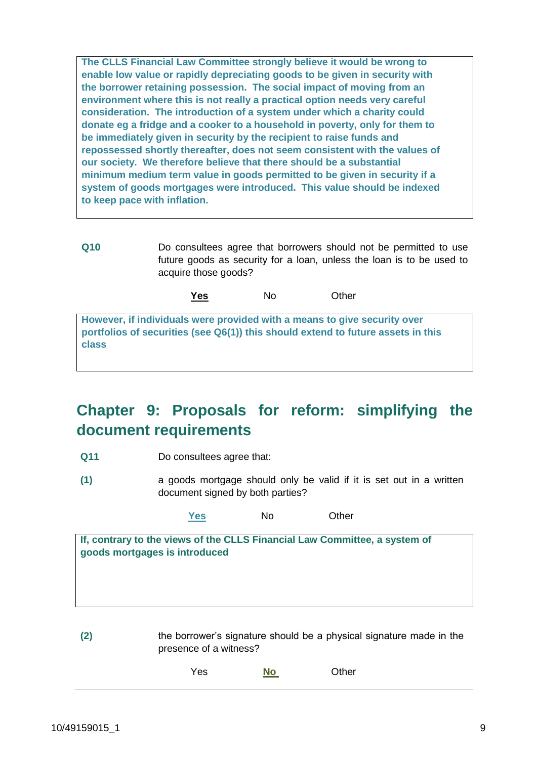**The CLLS Financial Law Committee strongly believe it would be wrong to enable low value or rapidly depreciating goods to be given in security with the borrower retaining possession. The social impact of moving from an environment where this is not really a practical option needs very careful consideration. The introduction of a system under which a charity could donate eg a fridge and a cooker to a household in poverty, only for them to be immediately given in security by the recipient to raise funds and repossessed shortly thereafter, does not seem consistent with the values of our society. We therefore believe that there should be a substantial minimum medium term value in goods permitted to be given in security if a system of goods mortgages were introduced. This value should be indexed to keep pace with inflation.**

**Q10** Do consultees agree that borrowers should not be permitted to use future goods as security for a loan, unless the loan is to be used to acquire those goods?

**Yes** No Other

**However, if individuals were provided with a means to give security over portfolios of securities (see Q6(1)) this should extend to future assets in this class**

## Chapter 9: Proposals for reform: simplifying the document requirements

**Q11** Do consultees agree that:

**(1)** a goods mortgage should only be valid if it is set out in a written document signed by both parties?

**Yes** No Other

**If, contrary to the views of the CLLS Financial Law Committee, a system of goods mortgages is introduced**

**(2)** the borrower's signature should be a physical signature made in the presence of a witness?

Yes **No** Other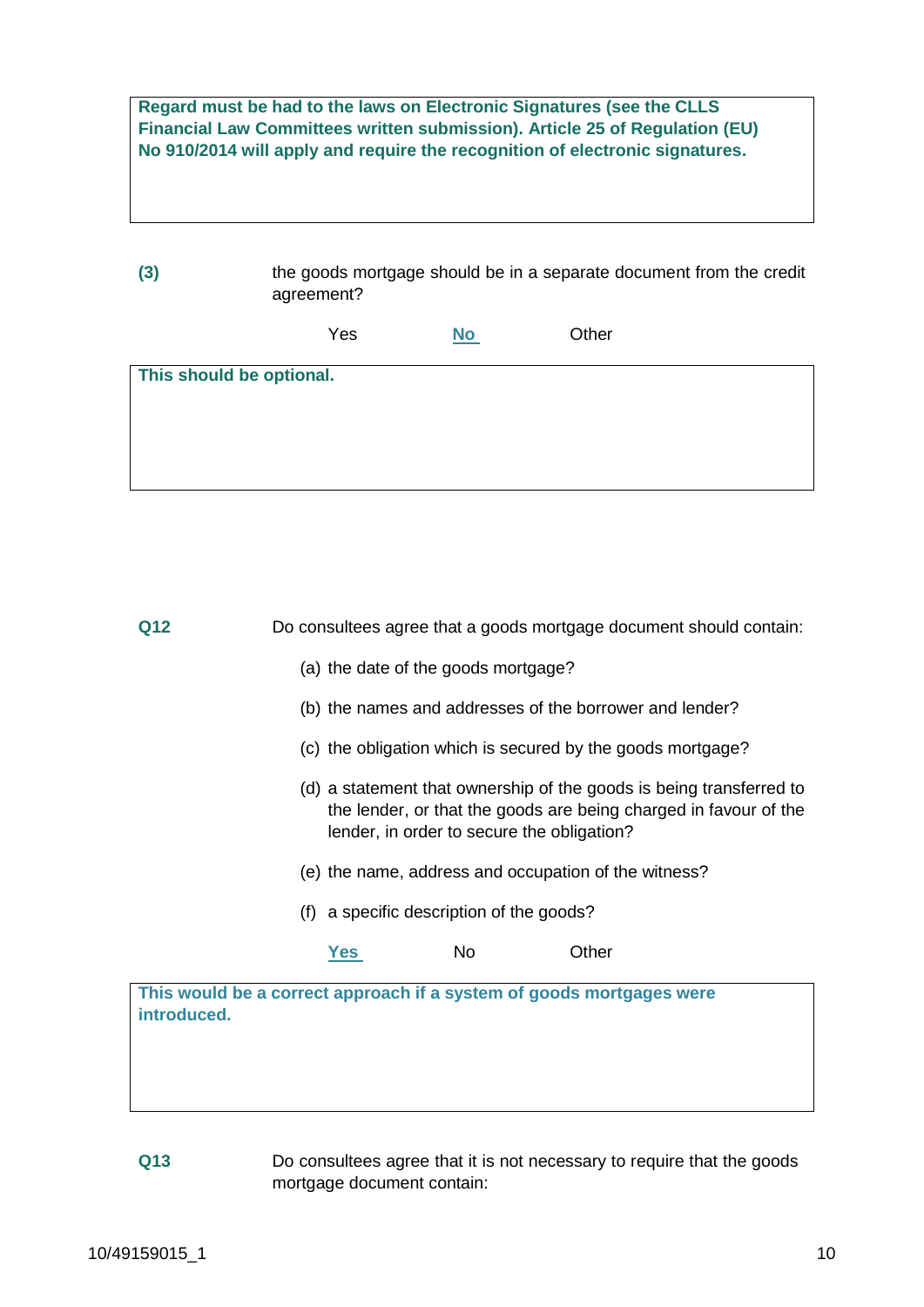**Regard must be had to the laws on Electronic Signatures (see the CLLS Financial Law Committees written submission). Article 25 of Regulation (EU) No 910/2014 will apply and require the recognition of electronic signatures.**

**(3)** the goods mortgage should be in a separate document from the credit agreement?

Yes **No** Other

**This should be optional.**

**Q12** Do consultees agree that a goods mortgage document should contain:

(a) the date of the goods mortgage?

(b) the names and addresses of the borrower and lender?

(c) the obligation which is secured by the goods mortgage?

(d) a statement that ownership of the goods is being transferred to the lender, or that the goods are being charged in favour of the lender, in order to secure the obligation?

(e) the name, address and occupation of the witness?

(f) a specific description of the goods?

**Yes** No Other

**This would be a correct approach if a system of goods mortgages were introduced.**

**Q13** Do consultees agree that it is not necessary to require that the goods mortgage document contain: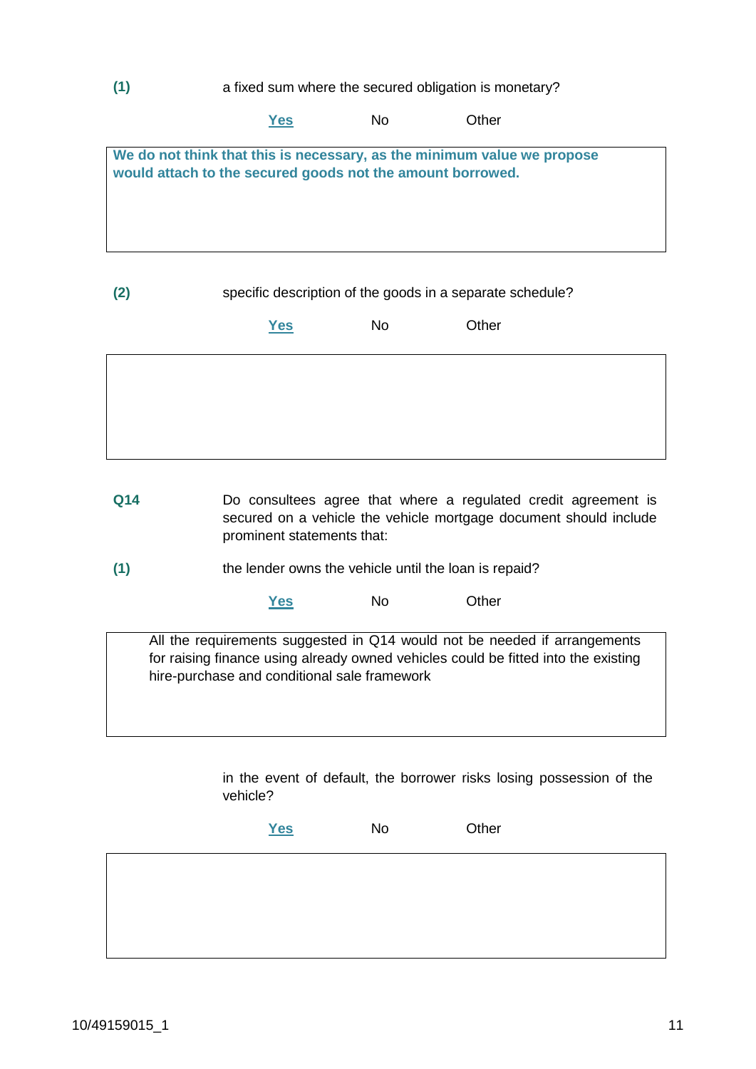**(1)** a fixed sum where the secured obligation is monetary?

<u>**Yes**</u> No Other

> **We do not think that this is necessary, as the minimum value we propose would attach to the secured goods not the amount borrowed.**

**(2)** specific description of the goods in a separate schedule?

<u>**Yes**</u> No Other

**Q14** Do consultees agree that where a regulated credit agreement is secured on a vehicle the vehicle mortgage document should include prominent statements that:

**(1)** the lender owns the vehicle until the loan is repaid?

<u>**Yes**</u> No Other

> All the requirements suggested in Q14 would not be needed if arrangements for raising finance using already owned vehicles could be fitted into the existing hire-purchase and conditional sale framework

in the event of default, the borrower risks losing possession of the vehicle?

<u>**Yes**</u> No Other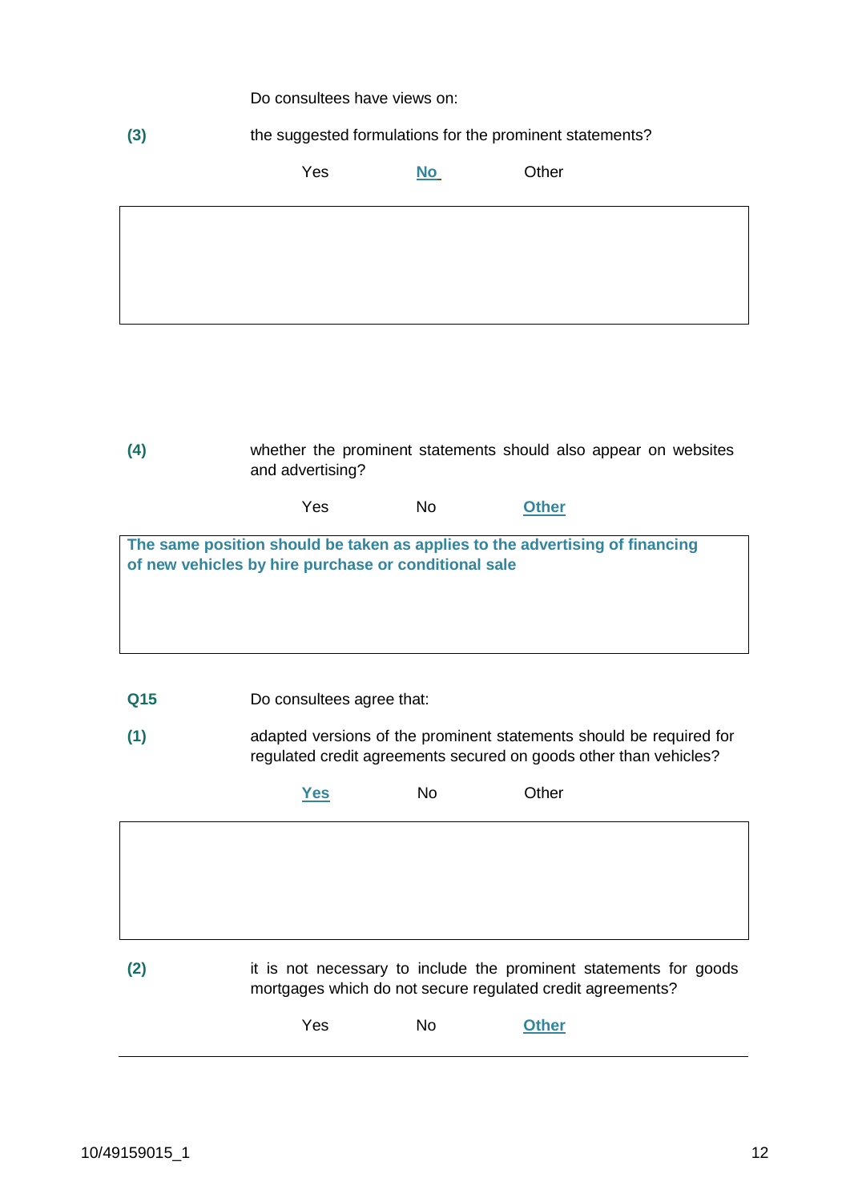Do consultees have views on:

**(3)** the suggested formulations for the prominent statements?

Yes **No** Other

**(4)** whether the prominent statements should also appear on websites and advertising?

Yes No **Other**

**The same position should be taken as applies to the advertising of financing of new vehicles by hire purchase or conditional sale**

**Q15** Do consultees agree that:

**(1)** adapted versions of the prominent statements should be required for regulated credit agreements secured on goods other than vehicles?

**Yes** No Other

**(2)** it is not necessary to include the prominent statements for goods mortgages which do not secure regulated credit agreements?

Yes No **Other**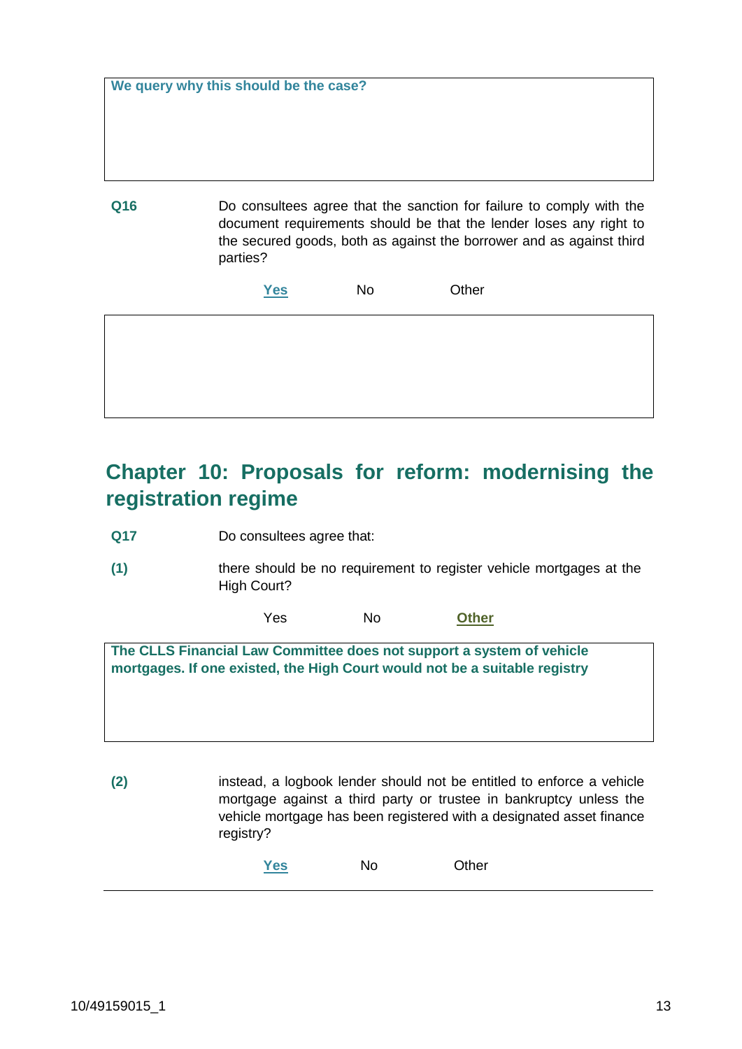**We query why this should be the case?**

**Q16** Do consultees agree that the sanction for failure to comply with the document requirements should be that the lender loses any right to the secured goods, both as against the borrower and as against third parties?

**Yes** No Other

## Chapter 10: Proposals for reform: modernising the registration regime

**Q17** Do consultees agree that:

**(1)** there should be no requirement to register vehicle mortgages at the High Court?

Yes No **Other**

**The CLLS Financial Law Committee does not support a system of vehicle mortgages. If one existed, the High Court would not be a suitable registry**

**(2)** instead, a logbook lender should not be entitled to enforce a vehicle mortgage against a third party or trustee in bankruptcy unless the vehicle mortgage has been registered with a designated asset finance registry?

**Yes** No Other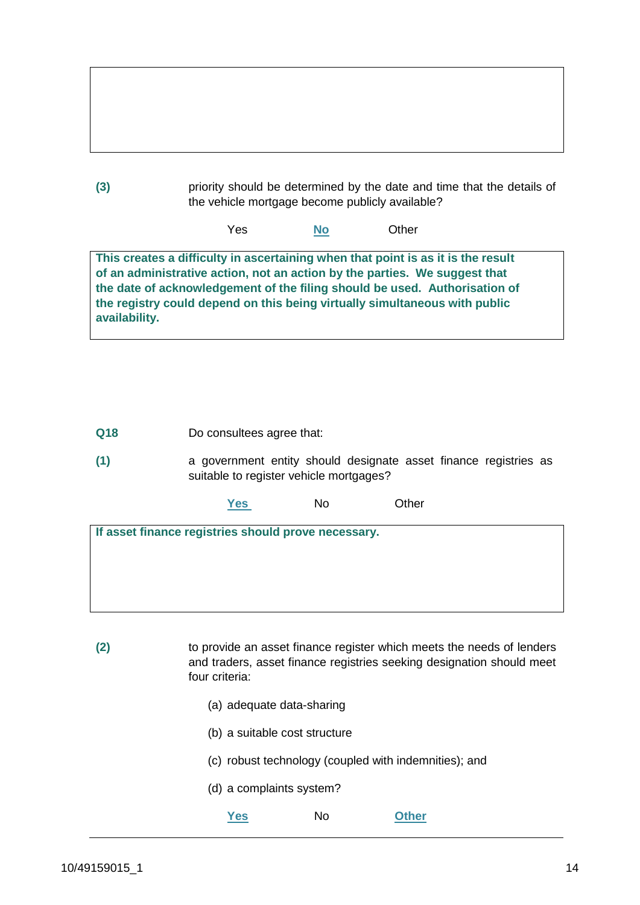**(3)** priority should be determined by the date and time that the details of the vehicle mortgage become publicly available?

Yes **No** Other

**This creates a difficulty in ascertaining when that point is as it is the result of an administrative action, not an action by the parties. We suggest that the date of acknowledgement of the filing should be used. Authorisation of the registry could depend on this being virtually simultaneous with public availability.**

**Q18** Do consultees agree that:

**(1)** a government entity should designate asset finance registries as suitable to register vehicle mortgages?

**Yes** No Other

**If asset finance registries should prove necessary.**

**(2)** to provide an asset finance register which meets the needs of lenders and traders, asset finance registries seeking designation should meet four criteria:

(a) adequate data-sharing

(b) a suitable cost structure

(c) robust technology (coupled with indemnities); and

(d) a complaints system?

**Yes** No **Other**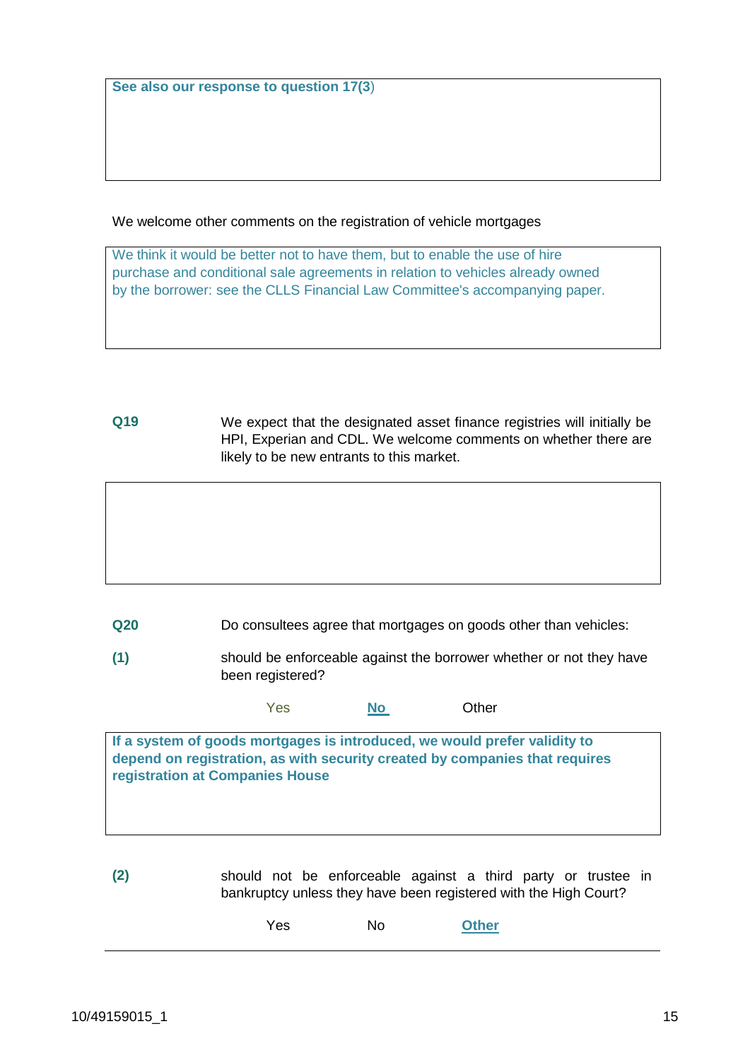**See also our response to question 17(3)**

We welcome other comments on the registration of vehicle mortgages

We think it would be better not to have them, but to enable the use of hire purchase and conditional sale agreements in relation to vehicles already owned by the borrower: see the CLLS Financial Law Committee's accompanying paper.

**Q19** We expect that the designated asset finance registries will initially be HPI, Experian and CDL. We welcome comments on whether there are likely to be new entrants to this market.

**Q20** Do consultees agree that mortgages on goods other than vehicles:

**(1)** should be enforceable against the borrower whether or not they have been registered?

Yes **No** Other

**If a system of goods mortgages is introduced, we would prefer validity to depend on registration, as with security created by companies that requires registration at Companies House**

**(2)** should not be enforceable against a third party or trustee in bankruptcy unless they have been registered with the High Court?

Yes No **Other**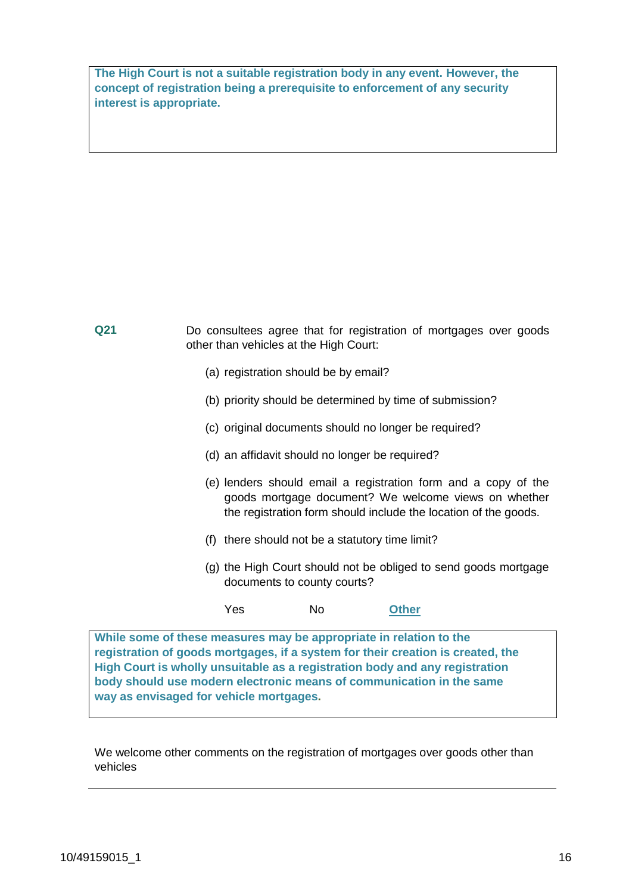**The High Court is not a suitable registration body in any event. However, the concept of registration being a prerequisite to enforcement of any security interest is appropriate.**

**Q21** Do consultees agree that for registration of mortgages over goods other than vehicles at the High Court:

(a) registration should be by email?

(b) priority should be determined by time of submission?

(c) original documents should no longer be required?

(d) an affidavit should no longer be required?

(e) lenders should email a registration form and a copy of the goods mortgage document? We welcome views on whether the registration form should include the location of the goods.

(f) there should not be a statutory time limit?

(g) the High Court should not be obliged to send goods mortgage documents to county courts?

Yes No **Other**

**While some of these measures may be appropriate in relation to the registration of goods mortgages, if a system for their creation is created, the High Court is wholly unsuitable as a registration body and any registration body should use modern electronic means of communication in the same way as envisaged for vehicle mortgages.**

We welcome other comments on the registration of mortgages over goods other than vehicles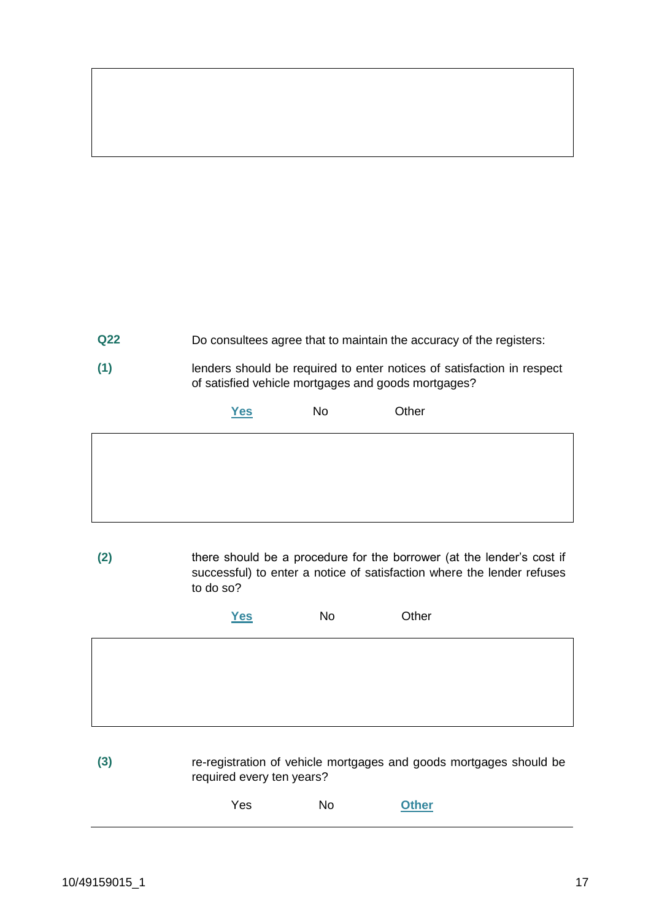**Q22** Do consultees agree that to maintain the accuracy of the registers:

**(1)** lenders should be required to enter notices of satisfaction in respect of satisfied vehicle mortgages and goods mortgages?

**Yes** No Other

**(2)** there should be a procedure for the borrower (at the lender's cost if successful) to enter a notice of satisfaction where the lender refuses to do so?

**Yes** No Other

**(3)** re-registration of vehicle mortgages and goods mortgages should be required every ten years?

Yes No **Other**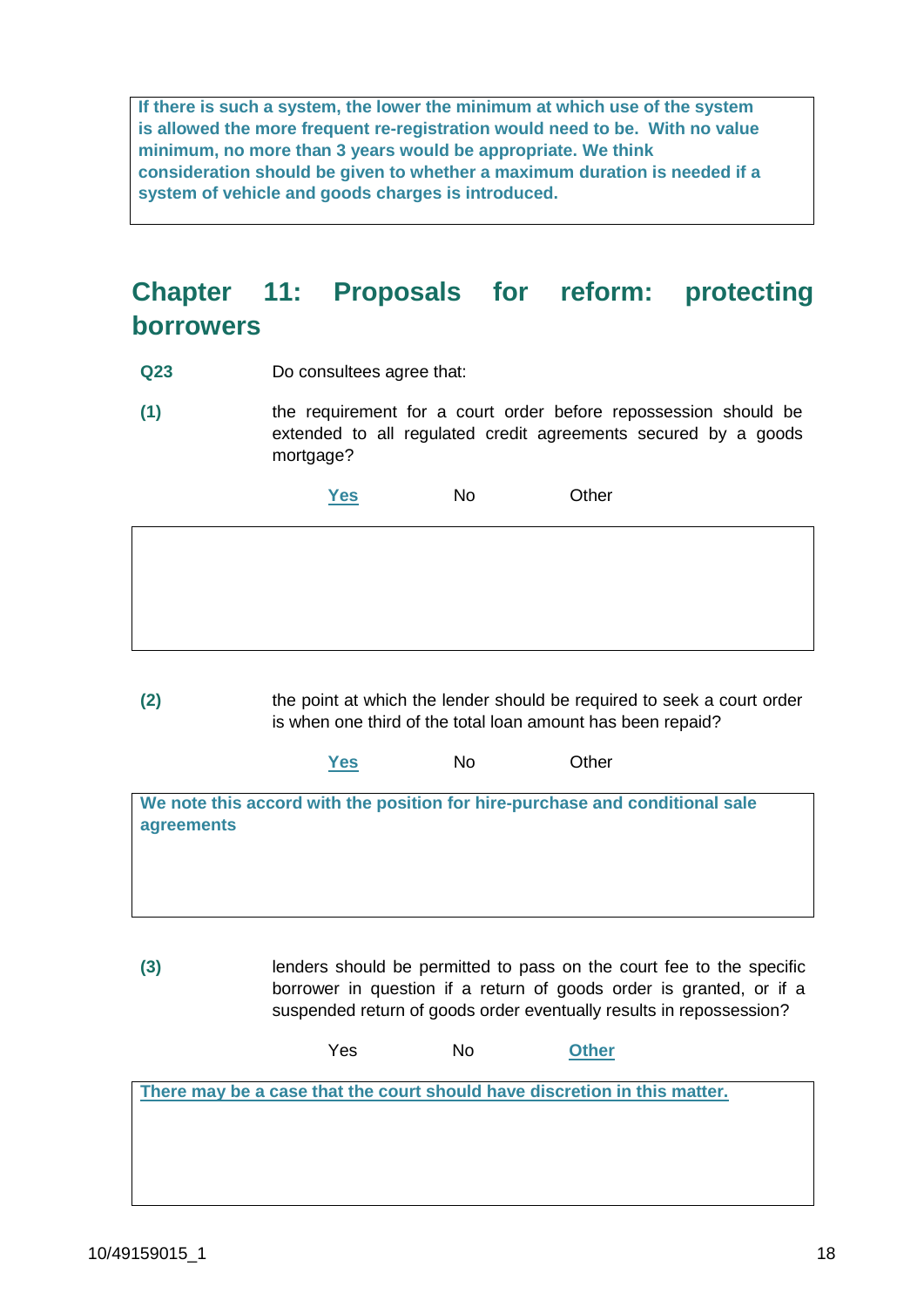**If there is such a system, the lower the minimum at which use of the system is allowed the more frequent re-registration would need to be. With no value minimum, no more than 3 years would be appropriate. We think consideration should be given to whether a maximum duration is needed if a system of vehicle and goods charges is introduced.**

## Chapter 11: Proposals for reform: protecting borrowers

**Q23** Do consultees agree that:

**(1)** the requirement for a court order before repossession should be extended to all regulated credit agreements secured by a goods mortgage?

**Yes** No Other

**(2)** the point at which the lender should be required to seek a court order is when one third of the total loan amount has been repaid?

**Yes** No Other

**We note this accord with the position for hire-purchase and conditional sale agreements**

**(3)** lenders should be permitted to pass on the court fee to the specific borrower in question if a return of goods order is granted, or if a suspended return of goods order eventually results in repossession?

Yes No **Other**

**There may be a case that the court should have discretion in this matter.**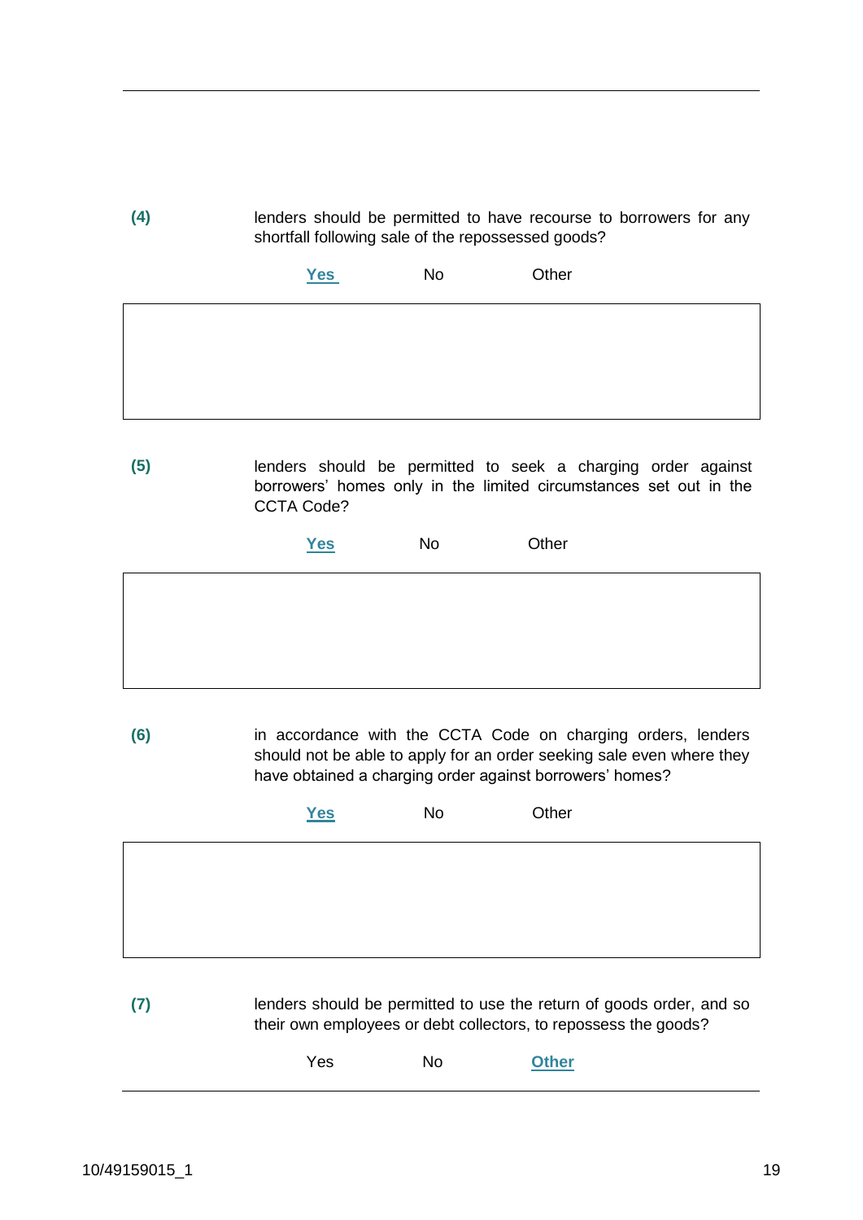**(4)** lenders should be permitted to have recourse to borrowers for any shortfall following sale of the repossessed goods?

**Yes** No Other

**(5)** lenders should be permitted to seek a charging order against borrowers' homes only in the limited circumstances set out in the CCTA Code?

**Yes** No Other

**(6)** in accordance with the CCTA Code on charging orders, lenders should not be able to apply for an order seeking sale even where they have obtained a charging order against borrowers' homes?

**Yes** No Other

**(7)** lenders should be permitted to use the return of goods order, and so their own employees or debt collectors, to repossess the goods?

Yes No **Other**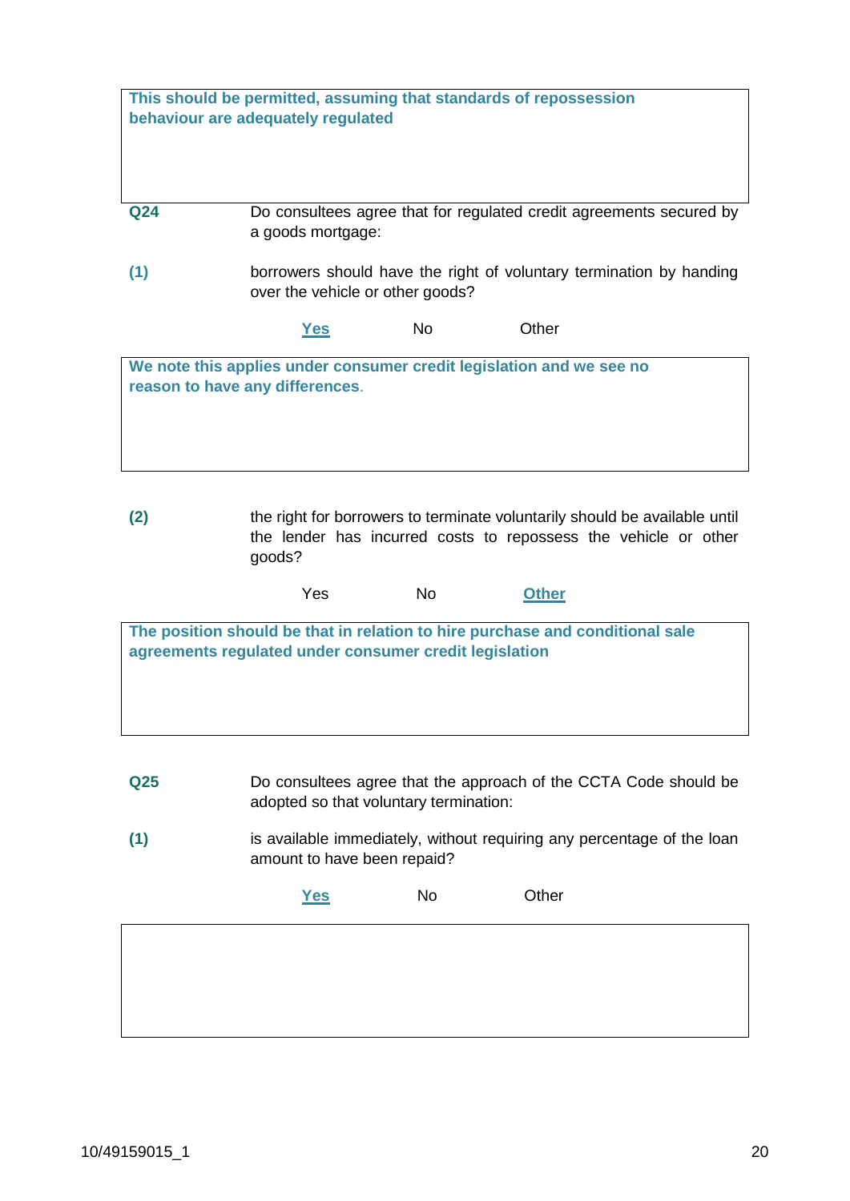**This should be permitted, assuming that standards of repossession behaviour are adequately regulated**

**Q24** Do consultees agree that for regulated credit agreements secured by a goods mortgage:

**(1)** borrowers should have the right of voluntary termination by handing over the vehicle or other goods?

**Yes** No Other

**We note this applies under consumer credit legislation and we see no reason to have any differences.**

**(2)** the right for borrowers to terminate voluntarily should be available until the lender has incurred costs to repossess the vehicle or other goods?

Yes No **Other**

**The position should be that in relation to hire purchase and conditional sale agreements regulated under consumer credit legislation**

**Q25** Do consultees agree that the approach of the CCTA Code should be adopted so that voluntary termination:

**(1)** is available immediately, without requiring any percentage of the loan amount to have been repaid?

**Yes** No Other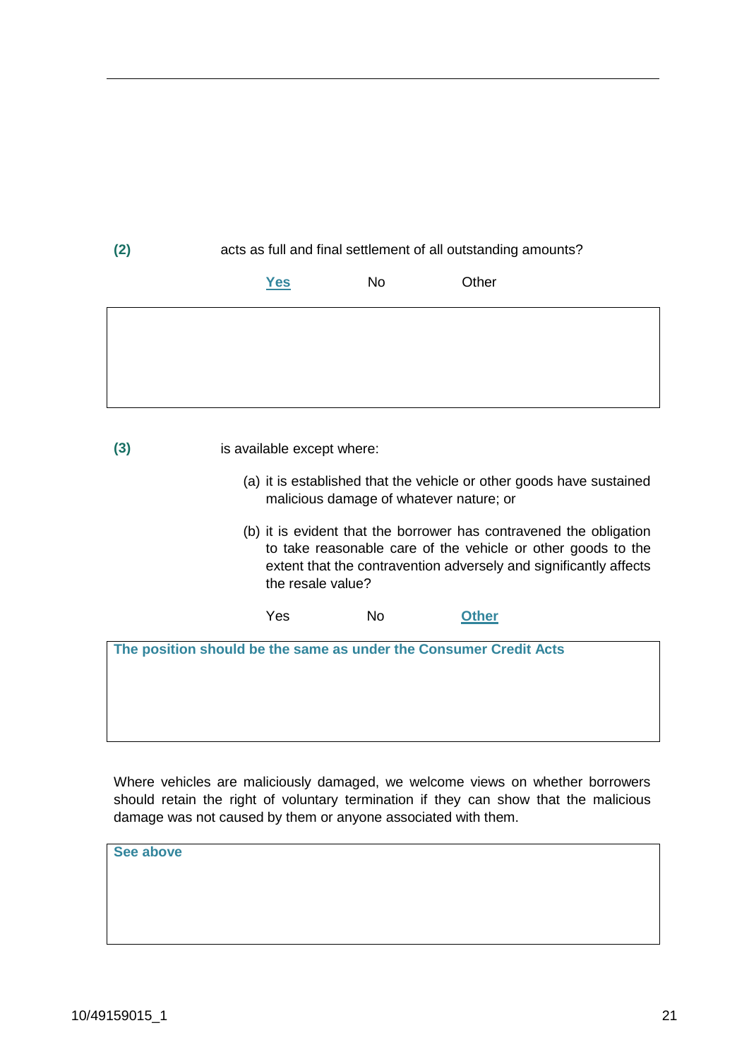**(2)** acts as full and final settlement of all outstanding amounts?

**Yes** No Other

**(3)** is available except where:

(a) it is established that the vehicle or other goods have sustained malicious damage of whatever nature; or

(b) it is evident that the borrower has contravened the obligation to take reasonable care of the vehicle or other goods to the extent that the contravention adversely and significantly affects the resale value?

Yes No **Other**

**The position should be the same as under the Consumer Credit Acts**

Where vehicles are maliciously damaged, we welcome views on whether borrowers should retain the right of voluntary termination if they can show that the malicious damage was not caused by them or anyone associated with them.

**See above**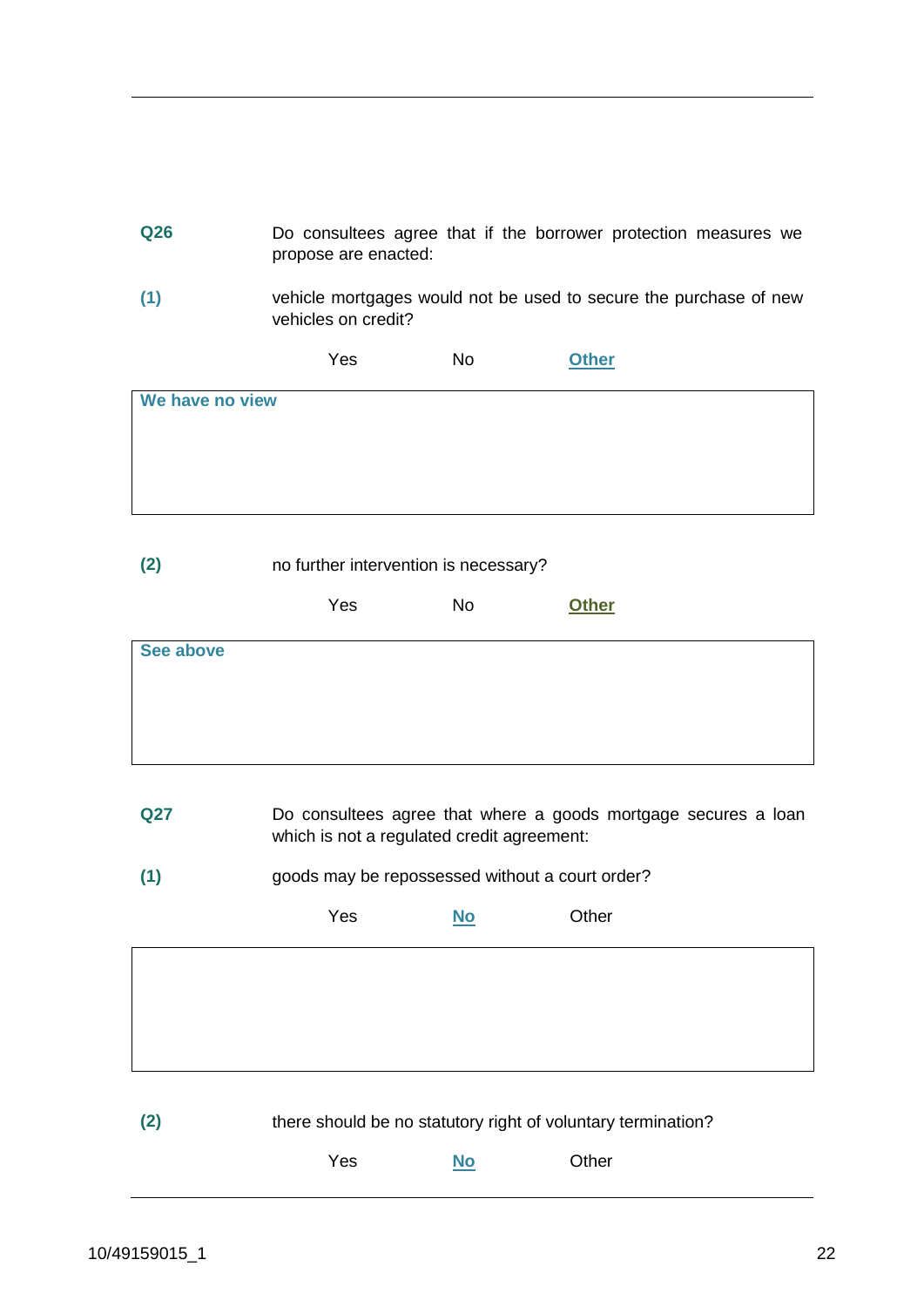**Q26** Do consultees agree that if the borrower protection measures we propose are enacted:

**(1)** vehicle mortgages would not be used to secure the purchase of new vehicles on credit?

Yes No **Other**

| **We have no view** |
|---|

**(2)** no further intervention is necessary?

Yes No **Other**

| **See above** |
|---|

**Q27** Do consultees agree that where a goods mortgage secures a loan which is not a regulated credit agreement:

**(1)** goods may be repossessed without a court order?

Yes **No** Other

| |
|---|

**(2)** there should be no statutory right of voluntary termination?

Yes **No** Other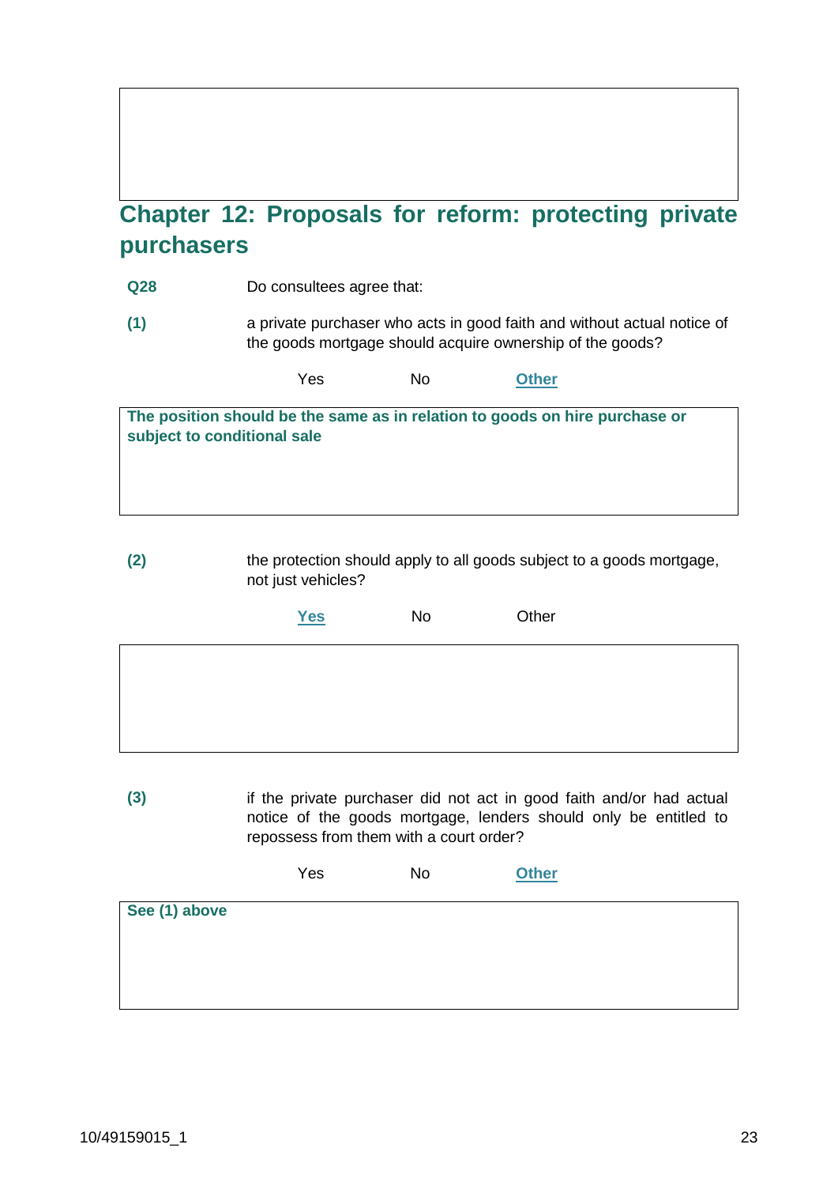## Chapter 12: Proposals for reform: protecting private purchasers

**Q28** Do consultees agree that:

**(1)** a private purchaser who acts in good faith and without actual notice of the goods mortgage should acquire ownership of the goods?

Yes No **Other**

**The position should be the same as in relation to goods on hire purchase or subject to conditional sale**

**(2)** the protection should apply to all goods subject to a goods mortgage, not just vehicles?

**Yes** No Other

**(3)** if the private purchaser did not act in good faith and/or had actual notice of the goods mortgage, lenders should only be entitled to repossess from them with a court order?

Yes No **Other**

**See (1) above**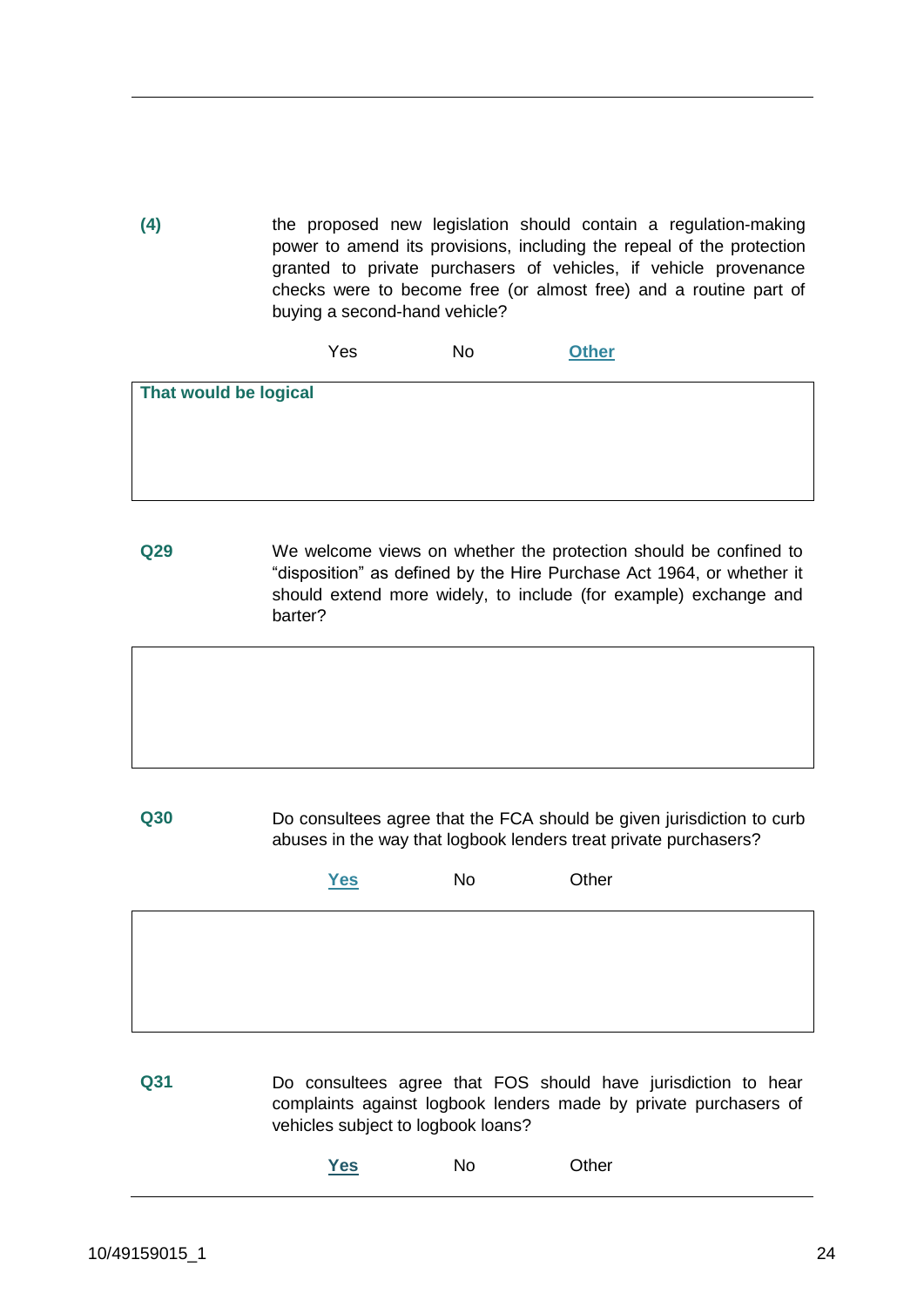**(4)** the proposed new legislation should contain a regulation-making power to amend its provisions, including the repeal of the protection granted to private purchasers of vehicles, if vehicle provenance checks were to become free (or almost free) and a routine part of buying a second-hand vehicle?

Yes No **Other**

**That would be logical**

**Q29** We welcome views on whether the protection should be confined to "disposition" as defined by the Hire Purchase Act 1964, or whether it should extend more widely, to include (for example) exchange and barter?

**Q30** Do consultees agree that the FCA should be given jurisdiction to curb abuses in the way that logbook lenders treat private purchasers?

**Yes** No Other

**Q31** Do consultees agree that FOS should have jurisdiction to hear complaints against logbook lenders made by private purchasers of vehicles subject to logbook loans?

**Yes** No Other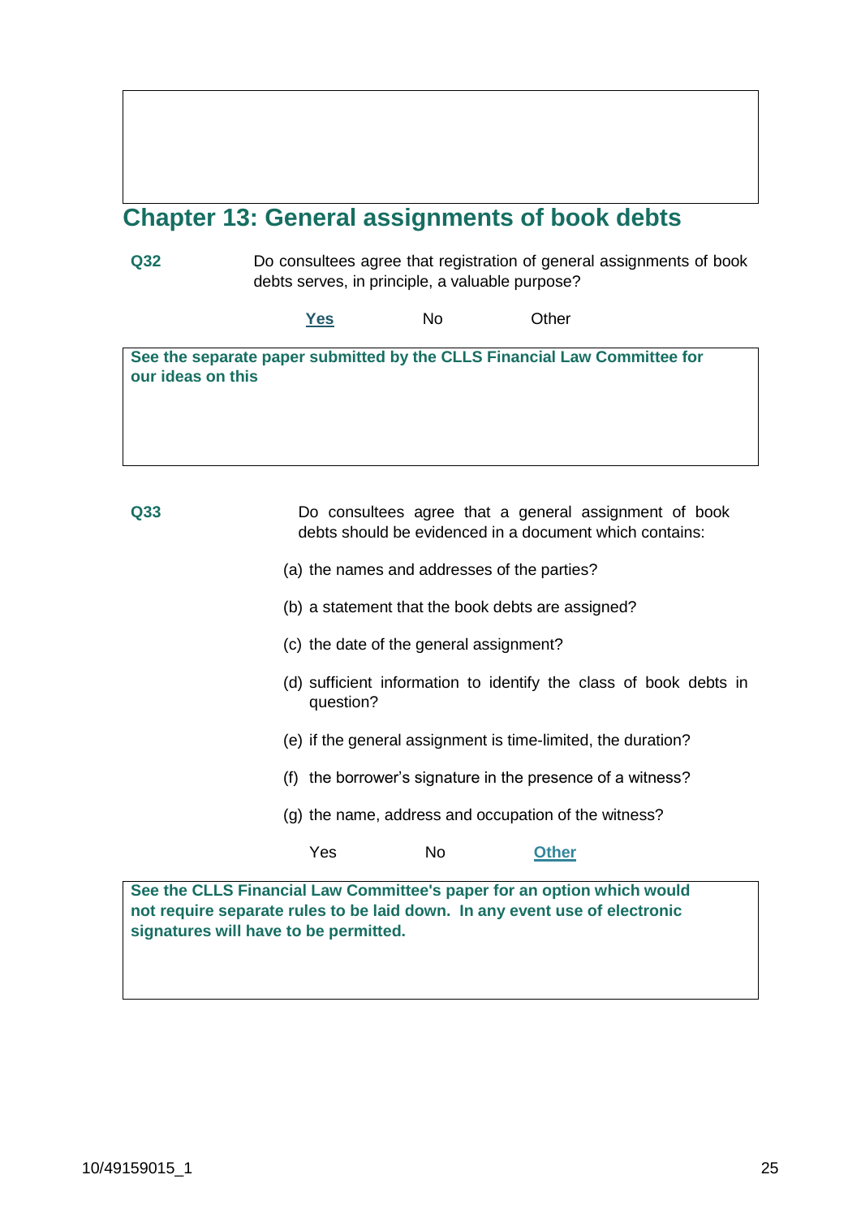## Chapter 13: General assignments of book debts

**Q32** Do consultees agree that registration of general assignments of book debts serves, in principle, a valuable purpose?

**Yes** No Other

**See the separate paper submitted by the CLLS Financial Law Committee for our ideas on this**

**Q33** Do consultees agree that a general assignment of book debts should be evidenced in a document which contains:

(a) the names and addresses of the parties?

(b) a statement that the book debts are assigned?

(c) the date of the general assignment?

(d) sufficient information to identify the class of book debts in question?

(e) if the general assignment is time-limited, the duration?

(f) the borrower's signature in the presence of a witness?

(g) the name, address and occupation of the witness?

Yes No **Other**

**See the CLLS Financial Law Committee's paper for an option which would not require separate rules to be laid down. In any event use of electronic signatures will have to be permitted.**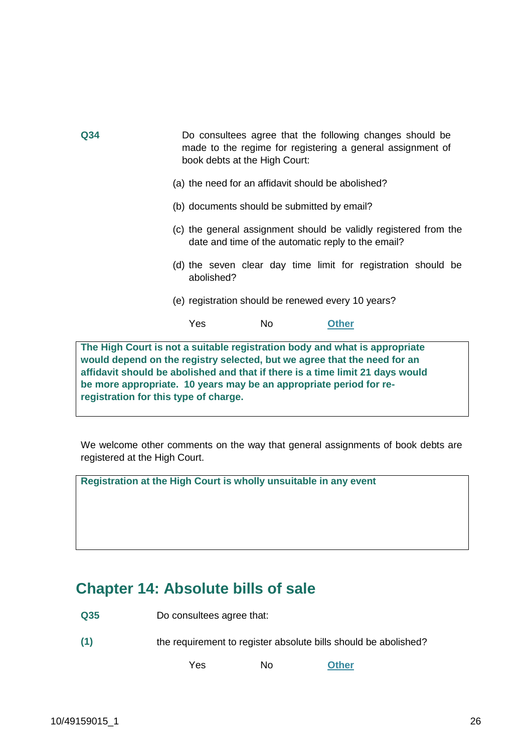**Q34** Do consultees agree that the following changes should be made to the regime for registering a general assignment of book debts at the High Court:

(a) the need for an affidavit should be abolished?

(b) documents should be submitted by email?

(c) the general assignment should be validly registered from the date and time of the automatic reply to the email?

(d) the seven clear day time limit for registration should be abolished?

(e) registration should be renewed every 10 years?

Yes No **Other**

**The High Court is not a suitable registration body and what is appropriate would depend on the registry selected, but we agree that the need for an affidavit should be abolished and that if there is a time limit 21 days would be more appropriate. 10 years may be an appropriate period for re-registration for this type of charge.**

We welcome other comments on the way that general assignments of book debts are registered at the High Court.

**Registration at the High Court is wholly unsuitable in any event**

## Chapter 14: Absolute bills of sale

**Q35** Do consultees agree that:

**(1)** the requirement to register absolute bills should be abolished?

Yes No **Other**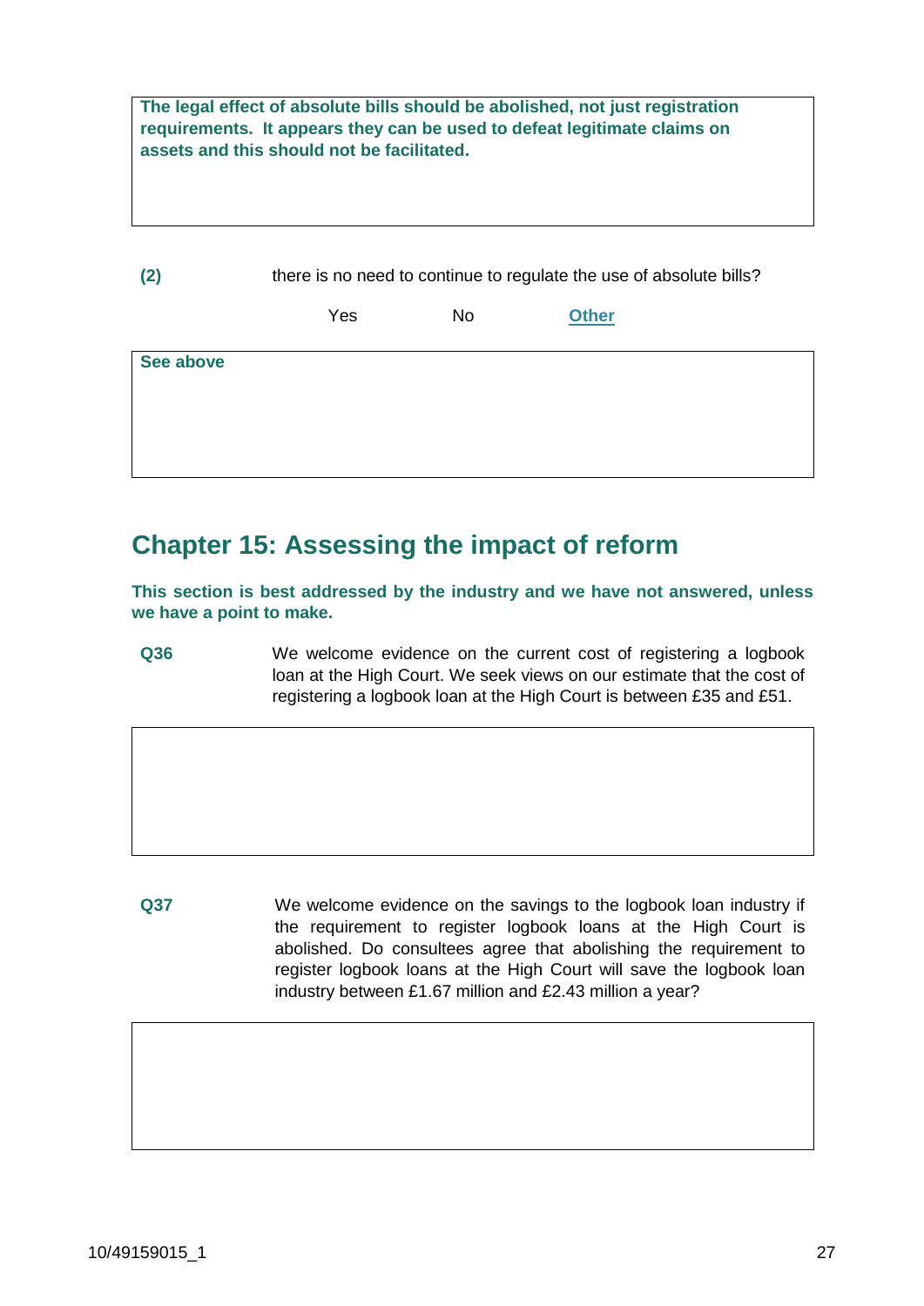**The legal effect of absolute bills should be abolished, not just registration requirements. It appears they can be used to defeat legitimate claims on assets and this should not be facilitated.**

**(2)** there is no need to continue to regulate the use of absolute bills?

Yes No **Other**

**See above**

## Chapter 15: Assessing the impact of reform

**This section is best addressed by the industry and we have not answered, unless we have a point to make.**

**Q36** We welcome evidence on the current cost of registering a logbook loan at the High Court. We seek views on our estimate that the cost of registering a logbook loan at the High Court is between £35 and £51.

**Q37** We welcome evidence on the savings to the logbook loan industry if the requirement to register logbook loans at the High Court is abolished. Do consultees agree that abolishing the requirement to register logbook loans at the High Court will save the logbook loan industry between £1.67 million and £2.43 million a year?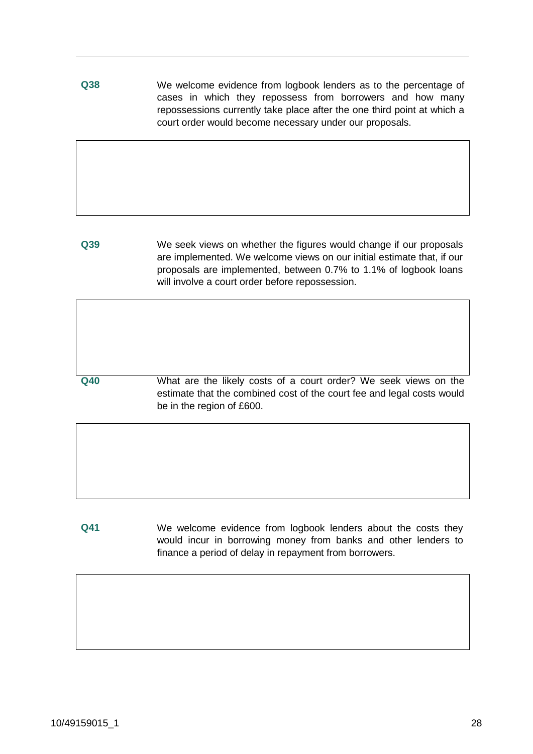**Q38** We welcome evidence from logbook lenders as to the percentage of cases in which they repossess from borrowers and how many repossessions currently take place after the one third point at which a court order would become necessary under our proposals.

**Q39** We seek views on whether the figures would change if our proposals are implemented. We welcome views on our initial estimate that, if our proposals are implemented, between 0.7% to 1.1% of logbook loans will involve a court order before repossession.

**Q40** What are the likely costs of a court order? We seek views on the estimate that the combined cost of the court fee and legal costs would be in the region of £600.

**Q41** We welcome evidence from logbook lenders about the costs they would incur in borrowing money from banks and other lenders to finance a period of delay in repayment from borrowers.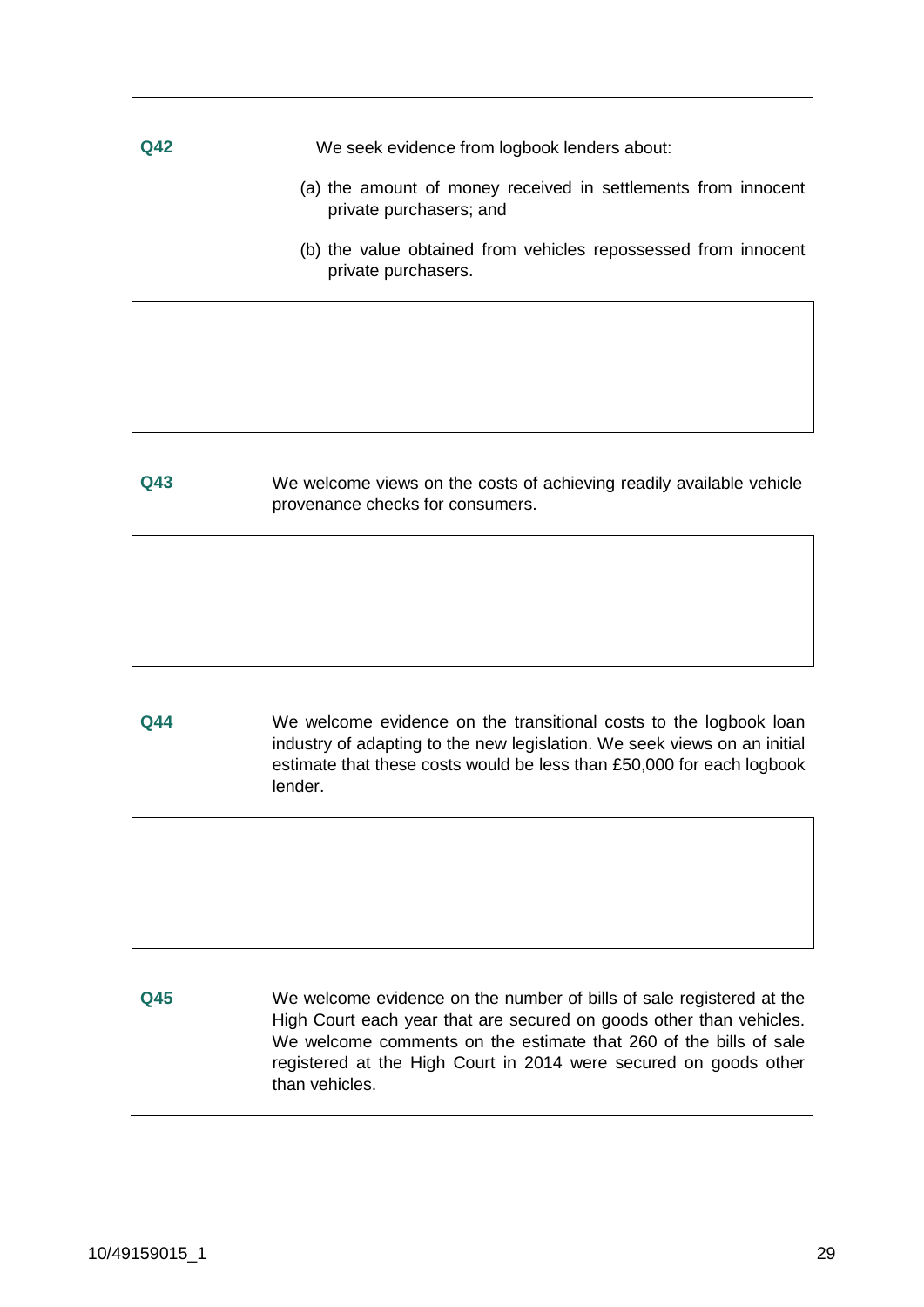**Q42** We seek evidence from logbook lenders about:

(a) the amount of money received in settlements from innocent private purchasers; and

(b) the value obtained from vehicles repossessed from innocent private purchasers.

**Q43** We welcome views on the costs of achieving readily available vehicle provenance checks for consumers.

**Q44** We welcome evidence on the transitional costs to the logbook loan industry of adapting to the new legislation. We seek views on an initial estimate that these costs would be less than £50,000 for each logbook lender.

**Q45** We welcome evidence on the number of bills of sale registered at the High Court each year that are secured on goods other than vehicles. We welcome comments on the estimate that 260 of the bills of sale registered at the High Court in 2014 were secured on goods other than vehicles.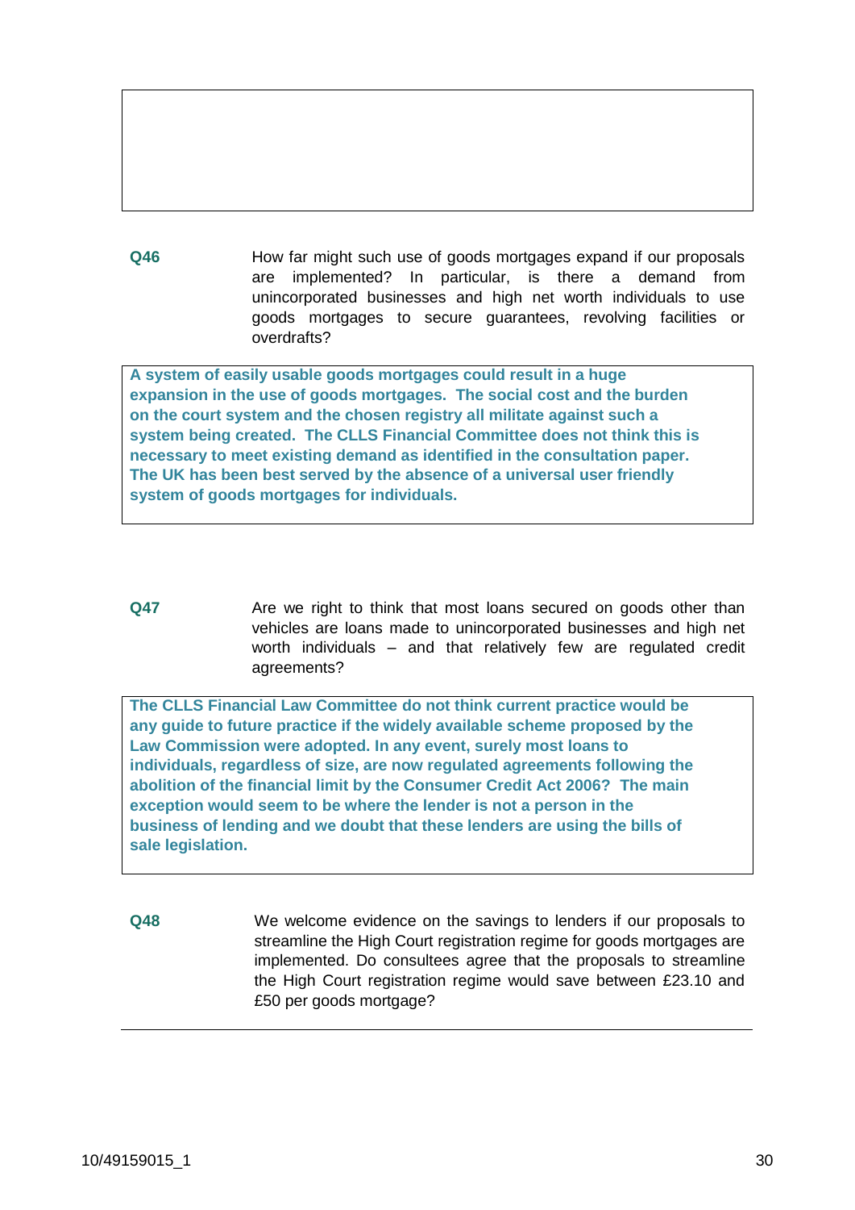**Q46** How far might such use of goods mortgages expand if our proposals are implemented? In particular, is there a demand from unincorporated businesses and high net worth individuals to use goods mortgages to secure guarantees, revolving facilities or overdrafts?

**A system of easily usable goods mortgages could result in a huge expansion in the use of goods mortgages. The social cost and the burden on the court system and the chosen registry all militate against such a system being created. The CLLS Financial Committee does not think this is necessary to meet existing demand as identified in the consultation paper. The UK has been best served by the absence of a universal user friendly system of goods mortgages for individuals.**

**Q47** Are we right to think that most loans secured on goods other than vehicles are loans made to unincorporated businesses and high net worth individuals – and that relatively few are regulated credit agreements?

**The CLLS Financial Law Committee do not think current practice would be any guide to future practice if the widely available scheme proposed by the Law Commission were adopted. In any event, surely most loans to individuals, regardless of size, are now regulated agreements following the abolition of the financial limit by the Consumer Credit Act 2006? The main exception would seem to be where the lender is not a person in the business of lending and we doubt that these lenders are using the bills of sale legislation.**

**Q48** We welcome evidence on the savings to lenders if our proposals to streamline the High Court registration regime for goods mortgages are implemented. Do consultees agree that the proposals to streamline the High Court registration regime would save between £23.10 and £50 per goods mortgage?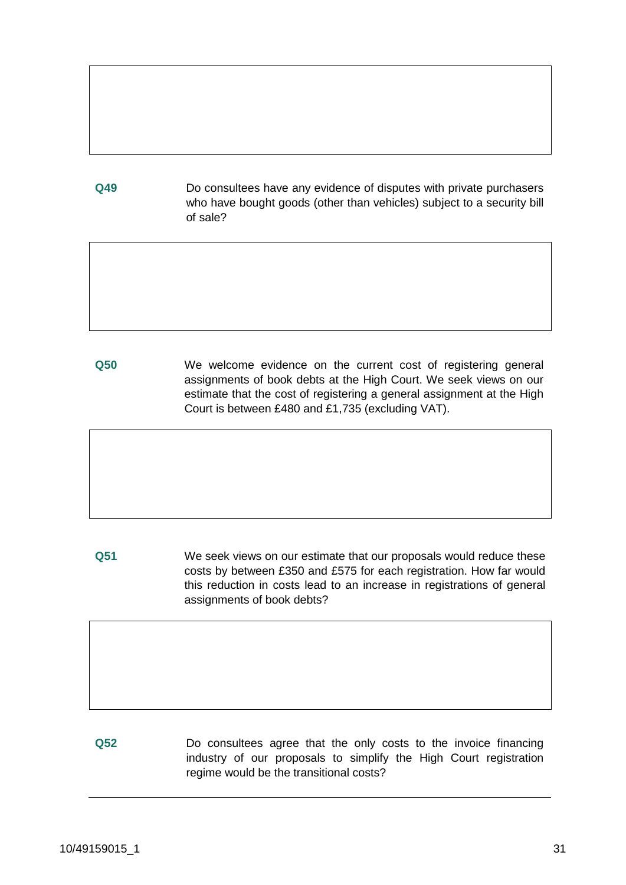**Q49** Do consultees have any evidence of disputes with private purchasers who have bought goods (other than vehicles) subject to a security bill of sale?

**Q50** We welcome evidence on the current cost of registering general assignments of book debts at the High Court. We seek views on our estimate that the cost of registering a general assignment at the High Court is between £480 and £1,735 (excluding VAT).

**Q51** We seek views on our estimate that our proposals would reduce these costs by between £350 and £575 for each registration. How far would this reduction in costs lead to an increase in registrations of general assignments of book debts?

**Q52** Do consultees agree that the only costs to the invoice financing industry of our proposals to simplify the High Court registration regime would be the transitional costs?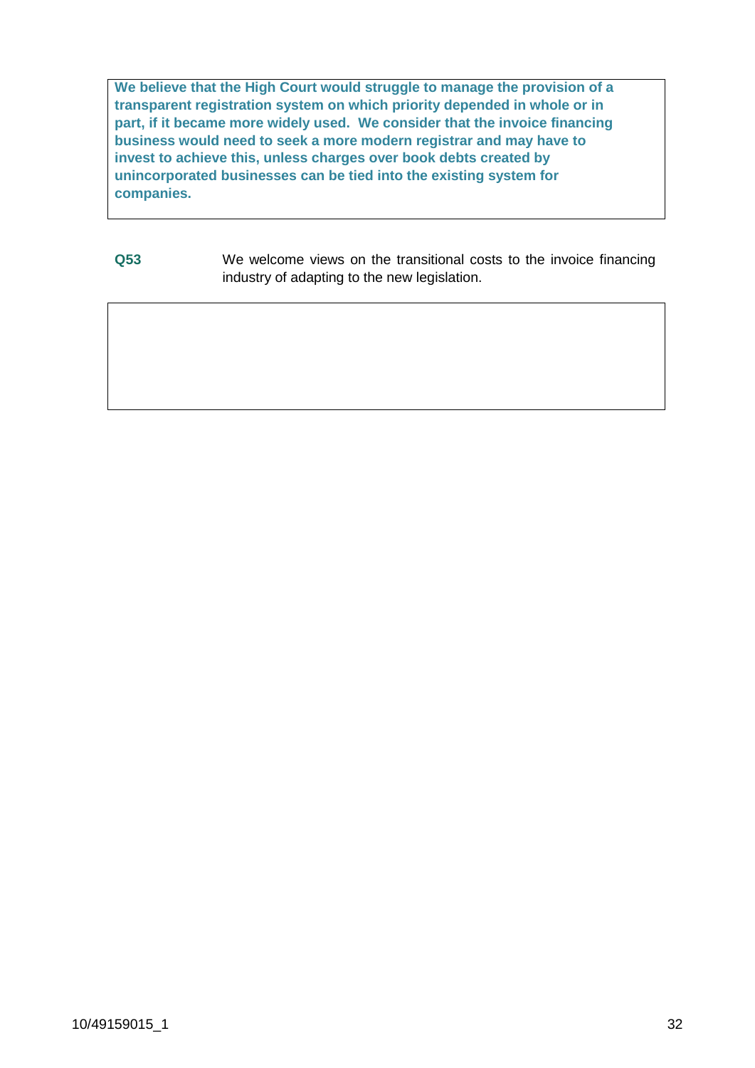**We believe that the High Court would struggle to manage the provision of a transparent registration system on which priority depended in whole or in part, if it became more widely used. We consider that the invoice financing business would need to seek a more modern registrar and may have to invest to achieve this, unless charges over book debts created by unincorporated businesses can be tied into the existing system for companies.**

**Q53** We welcome views on the transitional costs to the invoice financing industry of adapting to the new legislation.